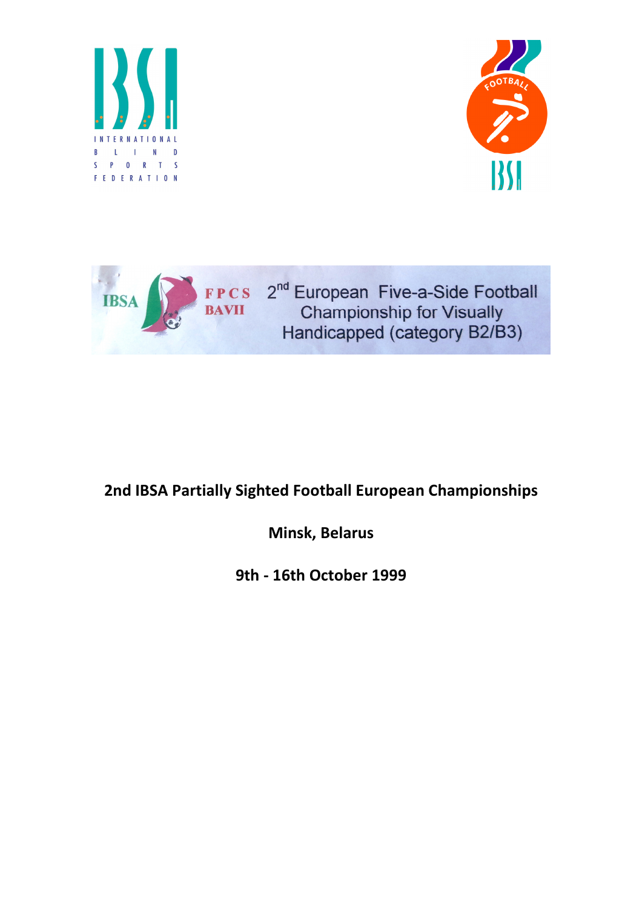# 2nd IBSA Partially Sighted Football European Championships

**Minsk, Belarus**

**9th - 16th October 1999**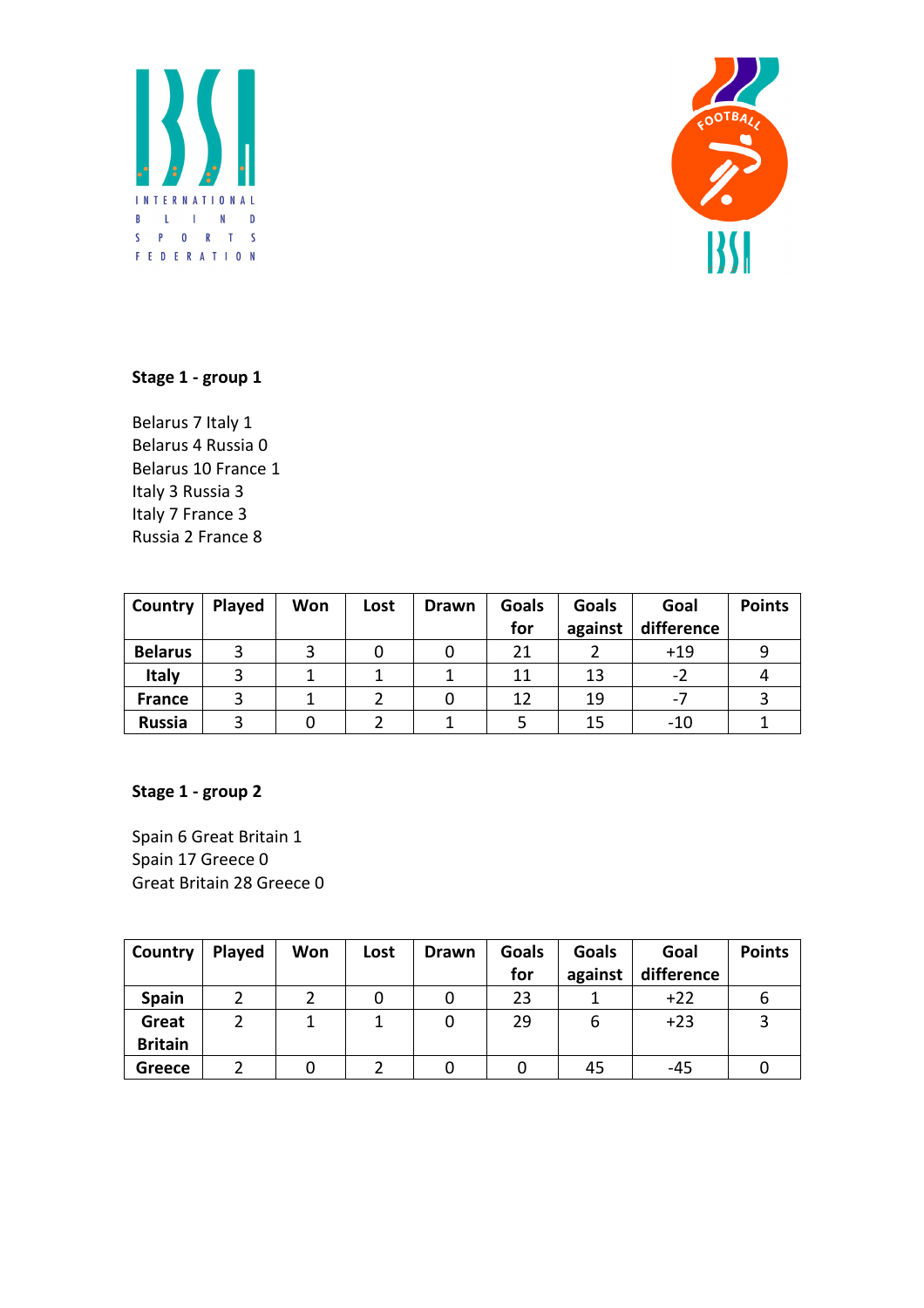**Stage 1 - group 1**

Belarus 7 Italy 1
Belarus 4 Russia 0
Belarus 10 France 1
Italy 3 Russia 3
Italy 7 France 3
Russia 2 France 8

| Country | Played | Won | Lost | Drawn | Goals for | Goals against | Goal difference | Points |
|---|---|---|---|---|---|---|---|---|
| **Belarus** | 3 | 3 | 0 | 0 | 21 | 2 | +19 | 9 |
| **Italy** | 3 | 1 | 1 | 1 | 11 | 13 | -2 | 4 |
| **France** | 3 | 1 | 2 | 0 | 12 | 19 | -7 | 3 |
| **Russia** | 3 | 0 | 2 | 1 | 5 | 15 | -10 | 1 |

**Stage 1 - group 2**

Spain 6 Great Britain 1
Spain 17 Greece 0
Great Britain 28 Greece 0

| Country | Played | Won | Lost | Drawn | Goals for | Goals against | Goal difference | Points |
|---|---|---|---|---|---|---|---|---|
| **Spain** | 2 | 2 | 0 | 0 | 23 | 1 | +22 | 6 |
| **Great Britain** | 2 | 1 | 1 | 0 | 29 | 6 | +23 | 3 |
| **Greece** | 2 | 0 | 2 | 0 | 0 | 45 | -45 | 0 |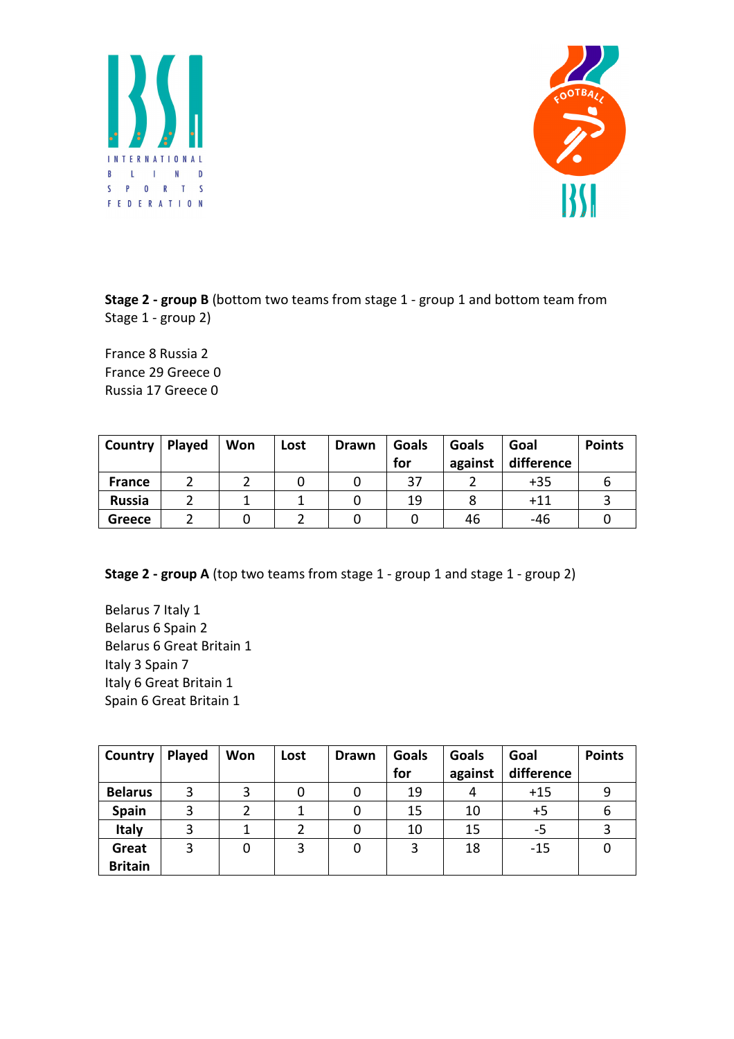**Stage 2 - group B** (bottom two teams from stage 1 - group 1 and bottom team from Stage 1 - group 2)

France 8 Russia 2
France 29 Greece 0
Russia 17 Greece 0

| Country | Played | Won | Lost | Drawn | Goals for | Goals against | Goal difference | Points |
|---|---|---|---|---|---|---|---|---|
| **France** | 2 | 2 | 0 | 0 | 37 | 2 | +35 | 6 |
| **Russia** | 2 | 1 | 1 | 0 | 19 | 8 | +11 | 3 |
| **Greece** | 2 | 0 | 2 | 0 | 0 | 46 | -46 | 0 |

**Stage 2 - group A** (top two teams from stage 1 - group 1 and stage 1 - group 2)

Belarus 7 Italy 1
Belarus 6 Spain 2
Belarus 6 Great Britain 1
Italy 3 Spain 7
Italy 6 Great Britain 1
Spain 6 Great Britain 1

| Country | Played | Won | Lost | Drawn | Goals for | Goals against | Goal difference | Points |
|---|---|---|---|---|---|---|---|---|
| **Belarus** | 3 | 3 | 0 | 0 | 19 | 4 | +15 | 9 |
| **Spain** | 3 | 2 | 1 | 0 | 15 | 10 | +5 | 6 |
| **Italy** | 3 | 1 | 2 | 0 | 10 | 15 | -5 | 3 |
| **Great Britain** | 3 | 0 | 3 | 0 | 3 | 18 | -15 | 0 |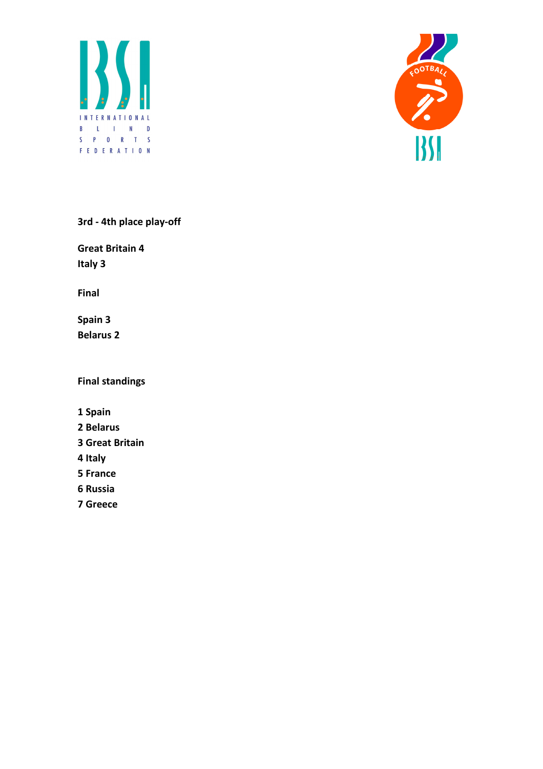**3rd - 4th place play-off**

**Great Britain 4**
**Italy 3**

**Final**

**Spain 3**
**Belarus 2**

**Final standings**

**1 Spain**
**2 Belarus**
**3 Great Britain**
**4 Italy**
**5 France**
**6 Russia**
**7 Greece**